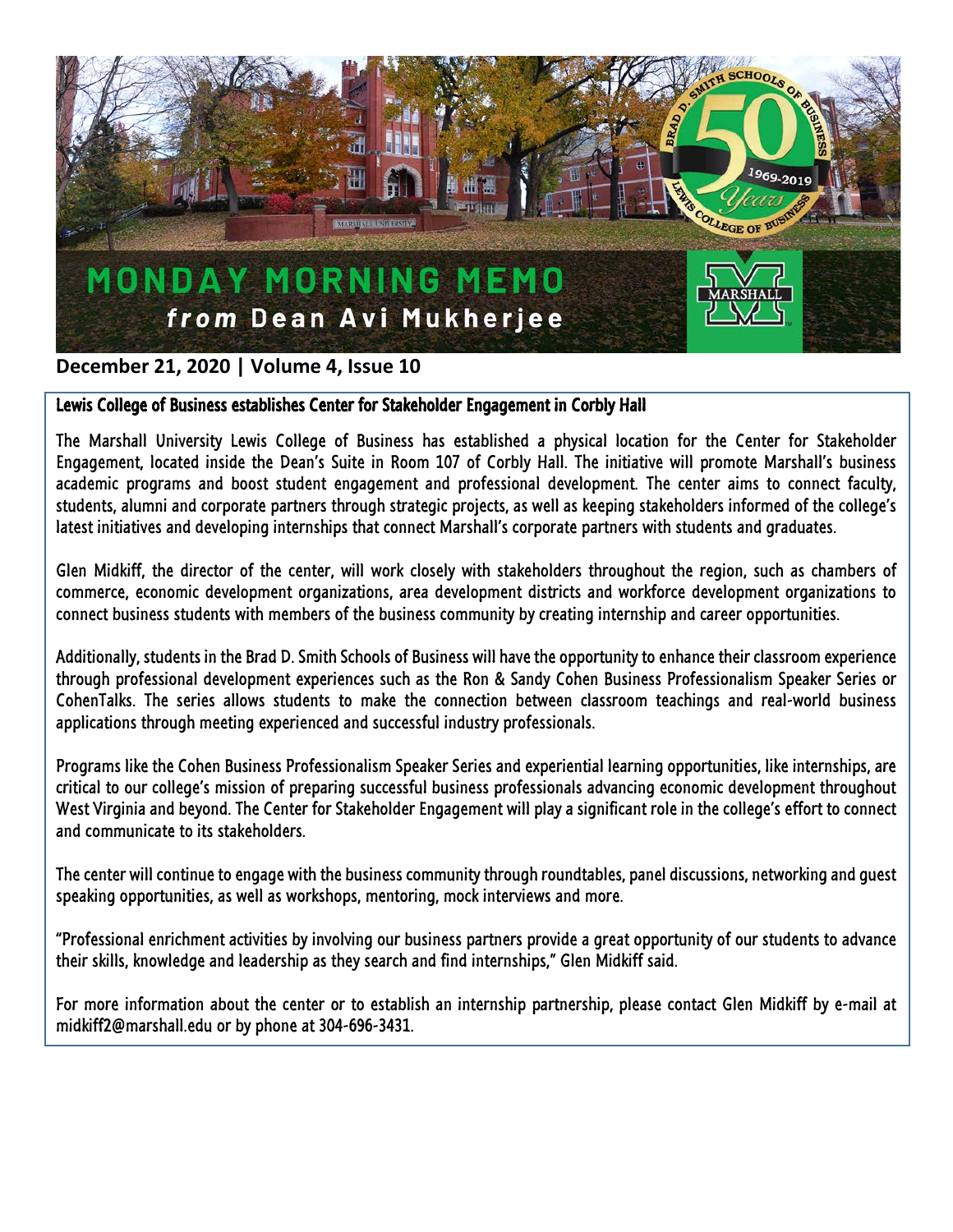# MONDAY MORNING MEMO

***from* Dean Avi Mukherjee**

**December 21, 2020 | Volume 4, Issue 10**

## Lewis College of Business establishes Center for Stakeholder Engagement in Corbly Hall

The Marshall University Lewis College of Business has established a physical location for the Center for Stakeholder Engagement, located inside the Dean's Suite in Room 107 of Corbly Hall. The initiative will promote Marshall's business academic programs and boost student engagement and professional development. The center aims to connect faculty, students, alumni and corporate partners through strategic projects, as well as keeping stakeholders informed of the college's latest initiatives and developing internships that connect Marshall's corporate partners with students and graduates.

Glen Midkiff, the director of the center, will work closely with stakeholders throughout the region, such as chambers of commerce, economic development organizations, area development districts and workforce development organizations to connect business students with members of the business community by creating internship and career opportunities.

Additionally, students in the Brad D. Smith Schools of Business will have the opportunity to enhance their classroom experience through professional development experiences such as the Ron & Sandy Cohen Business Professionalism Speaker Series or CohenTalks. The series allows students to make the connection between classroom teachings and real-world business applications through meeting experienced and successful industry professionals.

Programs like the Cohen Business Professionalism Speaker Series and experiential learning opportunities, like internships, are critical to our college's mission of preparing successful business professionals advancing economic development throughout West Virginia and beyond. The Center for Stakeholder Engagement will play a significant role in the college's effort to connect and communicate to its stakeholders.

The center will continue to engage with the business community through roundtables, panel discussions, networking and guest speaking opportunities, as well as workshops, mentoring, mock interviews and more.

"Professional enrichment activities by involving our business partners provide a great opportunity of our students to advance their skills, knowledge and leadership as they search and find internships," Glen Midkiff said.

For more information about the center or to establish an internship partnership, please contact Glen Midkiff by e-mail at midkiff2@marshall.edu or by phone at 304-696-3431.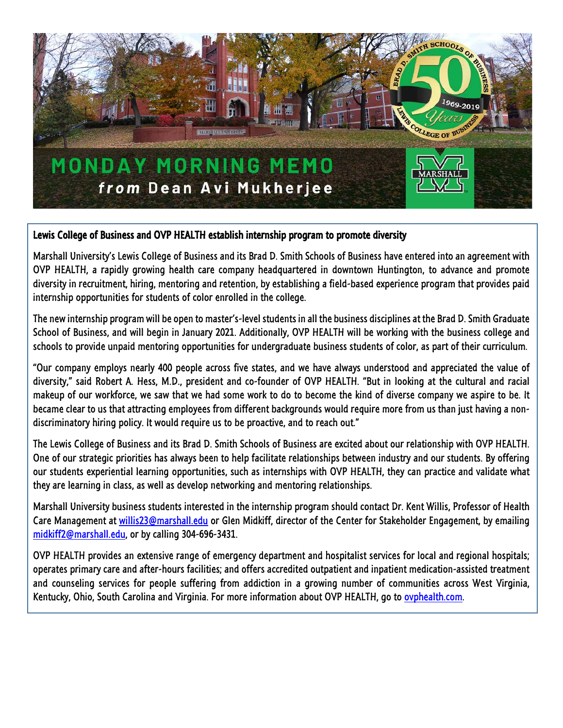# MONDAY MORNING MEMO
## *from* Dean Avi Mukherjee

**Lewis College of Business and OVP HEALTH establish internship program to promote diversity**

Marshall University's Lewis College of Business and its Brad D. Smith Schools of Business have entered into an agreement with OVP HEALTH, a rapidly growing health care company headquartered in downtown Huntington, to advance and promote diversity in recruitment, hiring, mentoring and retention, by establishing a field-based experience program that provides paid internship opportunities for students of color enrolled in the college.

The new internship program will be open to master's-level students in all the business disciplines at the Brad D. Smith Graduate School of Business, and will begin in January 2021. Additionally, OVP HEALTH will be working with the business college and schools to provide unpaid mentoring opportunities for undergraduate business students of color, as part of their curriculum.

"Our company employs nearly 400 people across five states, and we have always understood and appreciated the value of diversity," said Robert A. Hess, M.D., president and co-founder of OVP HEALTH. "But in looking at the cultural and racial makeup of our workforce, we saw that we had some work to do to become the kind of diverse company we aspire to be. It became clear to us that attracting employees from different backgrounds would require more from us than just having a non-discriminatory hiring policy. It would require us to be proactive, and to reach out."

The Lewis College of Business and its Brad D. Smith Schools of Business are excited about our relationship with OVP HEALTH. One of our strategic priorities has always been to help facilitate relationships between industry and our students. By offering our students experiential learning opportunities, such as internships with OVP HEALTH, they can practice and validate what they are learning in class, as well as develop networking and mentoring relationships.

Marshall University business students interested in the internship program should contact Dr. Kent Willis, Professor of Health Care Management at willis23@marshall.edu or Glen Midkiff, director of the Center for Stakeholder Engagement, by emailing midkiff2@marshall.edu, or by calling 304-696-3431.

OVP HEALTH provides an extensive range of emergency department and hospitalist services for local and regional hospitals; operates primary care and after-hours facilities; and offers accredited outpatient and inpatient medication-assisted treatment and counseling services for people suffering from addiction in a growing number of communities across West Virginia, Kentucky, Ohio, South Carolina and Virginia. For more information about OVP HEALTH, go to ovphealth.com.